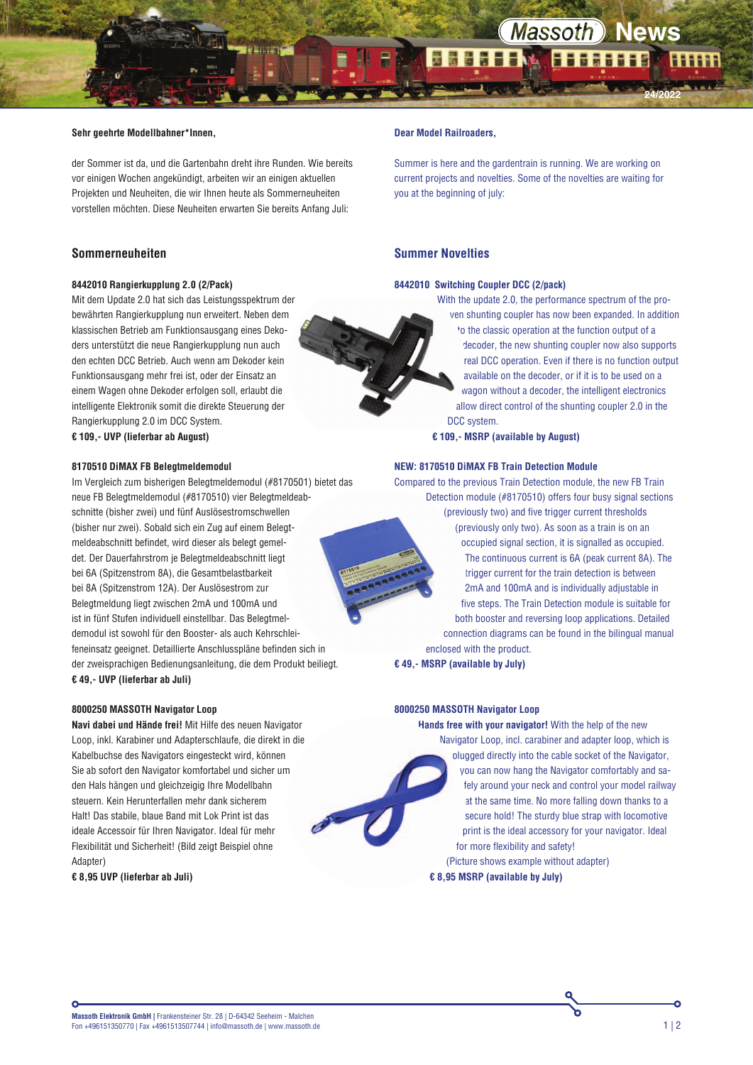# Massoth News 24/2022

**Sehr geehrte Modellbahner*Innen,**

der Sommer ist da, und die Gartenbahn dreht ihre Runden. Wie bereits vor einigen Wochen angekündigt, arbeiten wir an einigen aktuellen Projekten und Neuheiten, die wir Ihnen heute als Sommerneuheiten vorstellen möchten. Diese Neuheiten erwarten Sie bereits Anfang Juli:

## Sommerneuheiten

### 8442010 Rangierkupplung 2.0 (2/Pack)

Mit dem Update 2.0 hat sich das Leistungsspektrum der bewährten Rangierkupplung nun erweitert. Neben dem klassischen Betrieb am Funktionsausgang eines Dekoders unterstützt die neue Rangierkupplung nun auch den echten DCC Betrieb. Auch wenn am Dekoder kein Funktionsausgang mehr frei ist, oder der Einsatz an einem Wagen ohne Dekoder erfolgen soll, erlaubt die intelligente Elektronik somit die direkte Steuerung der Rangierkupplung 2.0 im DCC System.

**€ 109,- UVP (lieferbar ab August)**

### 8170510 DiMAX FB Belegtmeldemodul

Im Vergleich zum bisherigen Belegtmeldemodul (#8170501) bietet das neue FB Belegtmeldemodul (#8170510) vier Belegtmeldeabschnitte (bisher zwei) und fünf Auslösestromschwellen (bisher nur zwei). Sobald sich ein Zug auf einem Belegtmeldeabschnitt befindet, wird dieser als belegt gemeldet. Der Dauerfahrstrom je Belegtmeldeabschnitt liegt bei 6A (Spitzenstrom 8A), die Gesamtbelastbarkeit bei 8A (Spitzenstrom 12A). Der Auslösestrom zur Belegtmeldung liegt zwischen 2mA und 100mA und ist in fünf Stufen individuell einstellbar. Das Belegtmeldemodul ist sowohl für den Booster- als auch Kehrschleifeneinsatz geeignet. Detaillierte Anschlusspläne befinden sich in der zweisprachigen Bedienungsanleitung, die dem Produkt beiliegt.

**€ 49,- UVP (lieferbar ab Juli)**

### 8000250 MASSOTH Navigator Loop

**Navi dabei und Hände frei!** Mit Hilfe des neuen Navigator Loop, inkl. Karabiner und Adapterschlaufe, die direkt in die Kabelbuchse des Navigators eingesteckt wird, können Sie ab sofort den Navigator komfortabel und sicher um den Hals hängen und gleichzeigig Ihre Modellbahn steuern. Kein Herunterfallen mehr dank sicherem Halt! Das stabile, blaue Band mit Lok Print ist das ideale Accessoir für Ihren Navigator. Ideal für mehr Flexibilität und Sicherheit! (Bild zeigt Beispiel ohne Adapter)

**€ 8,95 UVP (lieferbar ab Juli)**

---

**Dear Model Railroaders,**

Summer is here and the gardentrain is running. We are working on current projects and novelties. Some of the novelties are waiting for you at the beginning of july:

## Summer Novelties

### 8442010 Switching Coupler DCC (2/pack)

With the update 2.0, the performance spectrum of the proven shunting coupler has now been expanded. In addition to the classic operation at the function output of a decoder, the new shunting coupler now also supports real DCC operation. Even if there is no function output available on the decoder, or if it is to be used on a wagon without a decoder, the intelligent electronics allow direct control of the shunting coupler 2.0 in the DCC system.

**€ 109,- MSRP (available by August)**

### NEW: 8170510 DiMAX FB Train Detection Module

Compared to the previous Train Detection module, the new FB Train Detection module (#8170510) offers four busy signal sections (previously two) and five trigger current thresholds (previously only two). As soon as a train is on an occupied signal section, it is signalled as occupied. The continuous current is 6A (peak current 8A). The trigger current for the train detection is between 2mA and 100mA and is individually adjustable in five steps. The Train Detection module is suitable for both booster and reversing loop applications. Detailed connection diagrams can be found in the bilingual manual enclosed with the product.

**€ 49,- MSRP (available by July)**

### 8000250 MASSOTH Navigator Loop

**Hands free with your navigator!** With the help of the new Navigator Loop, incl. carabiner and adapter loop, which is plugged directly into the cable socket of the Navigator, you can now hang the Navigator comfortably and safely around your neck and control your model railway at the same time. No more falling down thanks to a secure hold! The sturdy blue strap with locomotive print is the ideal accessory for your navigator. Ideal for more flexibility and safety!
(Picture shows example without adapter)

**€ 8,95 MSRP (available by July)**

---

**Massoth Elektronik GmbH** | Frankensteiner Str. 28 | D-64342 Seeheim - Malchen
Fon +496151350770 | Fax +4961513507744 | info@massoth.de | www.massoth.de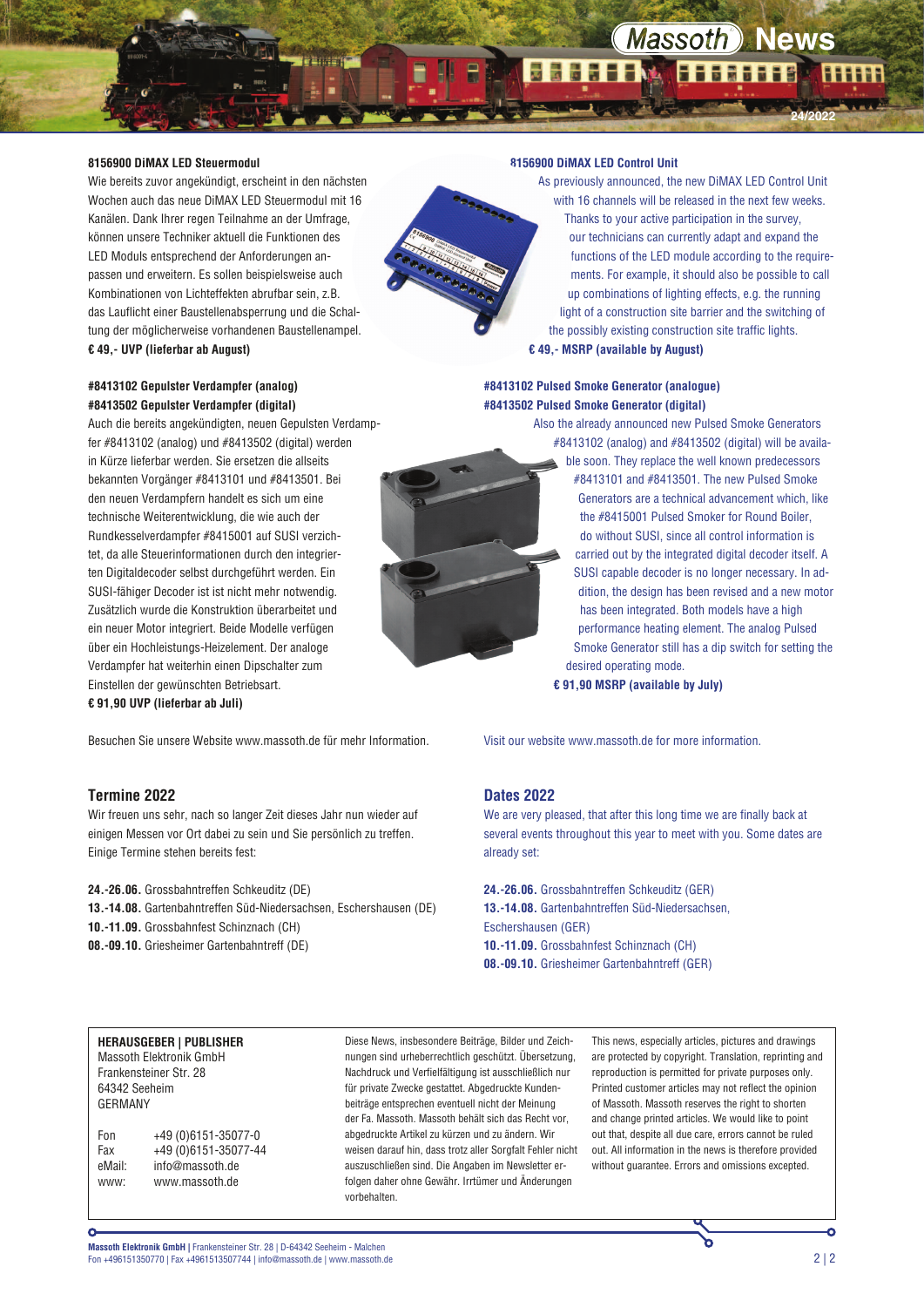**8156900 DiMAX LED Steuermodul**

Wie bereits zuvor angekündigt, erscheint in den nächsten Wochen auch das neue DiMAX LED Steuermodul mit 16 Kanälen. Dank Ihrer regen Teilnahme an der Umfrage, können unsere Techniker aktuell die Funktionen des LED Moduls entsprechend der Anforderungen anpassen und erweitern. Es sollen beispielsweise auch Kombinationen von Lichteffekten abrufbar sein, z.B. das Lauflicht einer Baustellenabsperrung und die Schaltung der möglicherweise vorhandenen Baustellenampel.

**€ 49,- UVP (lieferbar ab August)**

**#8413102 Gepulster Verdampfer (analog)**
**#8413502 Gepulster Verdampfer (digital)**

Auch die bereits angekündigten, neuen Gepulsten Verdampfer #8413102 (analog) und #8413502 (digital) werden in Kürze lieferbar werden. Sie ersetzen die allseits bekannten Vorgänger #8413101 und #8413501. Bei den neuen Verdampfern handelt es sich um eine technische Weiterentwicklung, die wie auch der Rundkesselverdampfer #8415001 auf SUSI verzichtet, da alle Steuerinformationen durch den integrierten Digitaldecoder selbst durchgeführt werden. Ein SUSI-fähiger Decoder ist ist nicht mehr notwendig. Zusätzlich wurde die Konstruktion überarbeitet und ein neuer Motor integriert. Beide Modelle verfügen über ein Hochleistungs-Heizelement. Der analoge Verdampfer hat weiterhin einen Dipschalter zum Einstellen der gewünschten Betriebsart.

**€ 91,90 UVP (lieferbar ab Juli)**

Besuchen Sie unsere Website www.massoth.de für mehr Information.

**8156900 DiMAX LED Control Unit**

As previously announced, the new DiMAX LED Control Unit with 16 channels will be released in the next few weeks. Thanks to your active participation in the survey, our technicians can currently adapt and expand the functions of the LED module according to the requirements. For example, it should also be possible to call up combinations of lighting effects, e.g. the running light of a construction site barrier and the switching of the possibly existing construction site traffic lights.

**€ 49,- MSRP (available by August)**

**#8413102 Pulsed Smoke Generator (analogue)**
**#8413502 Pulsed Smoke Generator (digital)**

Also the already announced new Pulsed Smoke Generators #8413102 (analog) and #8413502 (digital) will be available soon. They replace the well known predecessors #8413101 and #8413501. The new Pulsed Smoke Generators are a technical advancement which, like the #8415001 Pulsed Smoker for Round Boiler, do without SUSI, since all control information is carried out by the integrated digital decoder itself. A SUSI capable decoder is no longer necessary. In addition, the design has been revised and a new motor has been integrated. Both models have a high performance heating element. The analog Pulsed Smoke Generator still has a dip switch for setting the desired operating mode.

**€ 91,90 MSRP (available by July)**

Visit our website www.massoth.de for more information.

## Termine 2022

Wir freuen uns sehr, nach so langer Zeit dieses Jahr nun wieder auf einigen Messen vor Ort dabei zu sein und Sie persönlich zu treffen. Einige Termine stehen bereits fest:

**24.-26.06.** Grossbahntreffen Schkeuditz (DE)
**13.-14.08.** Gartenbahntreffen Süd-Niedersachsen, Eschershausen (DE)
**10.-11.09.** Grossbahnfest Schinznach (CH)
**08.-09.10.** Griesheimer Gartenbahntreff (DE)

## Dates 2022

We are very pleased, that after this long time we are finally back at several events throughout this year to meet with you. Some dates are already set:

**24.-26.06.** Grossbahntreffen Schkeuditz (GER)
**13.-14.08.** Gartenbahntreffen Süd-Niedersachsen, Eschershausen (GER)
**10.-11.09.** Grossbahnfest Schinznach (CH)
**08.-09.10.** Griesheimer Gartenbahntreff (GER)

**HERAUSGEBER | PUBLISHER**
Massoth Elektronik GmbH
Frankensteiner Str. 28
64342 Seeheim
GERMANY

Fon +49 (0)6151-35077-0
Fax +49 (0)6151-35077-44
eMail: info@massoth.de
www: www.massoth.de

Diese News, insbesondere Beiträge, Bilder und Zeichnungen sind urheberrechtlich geschützt. Übersetzung, Nachdruck und Verfielfältigung ist ausschließlich nur für private Zwecke gestattet. Abgedruckte Kundenbeiträge entsprechen eventuell nicht der Meinung der Fa. Massoth. Massoth behält sich das Recht vor, abgedruckte Artikel zu kürzen und zu ändern. Wir weisen darauf hin, dass trotz aller Sorgfalt Fehler nicht auszuschließen sind. Die Angaben im Newsletter erfolgen daher ohne Gewähr. Irrtümer und Änderungen vorbehalten.

This news, especially articles, pictures and drawings are protected by copyright. Translation, reprinting and reproduction is permitted for private purposes only. Printed customer articles may not reflect the opinion of Massoth. Massoth reserves the right to shorten and change printed articles. We would like to point out that, despite all due care, errors cannot be ruled out. All information in the news is therefore provided without guarantee. Errors and omissions excepted.